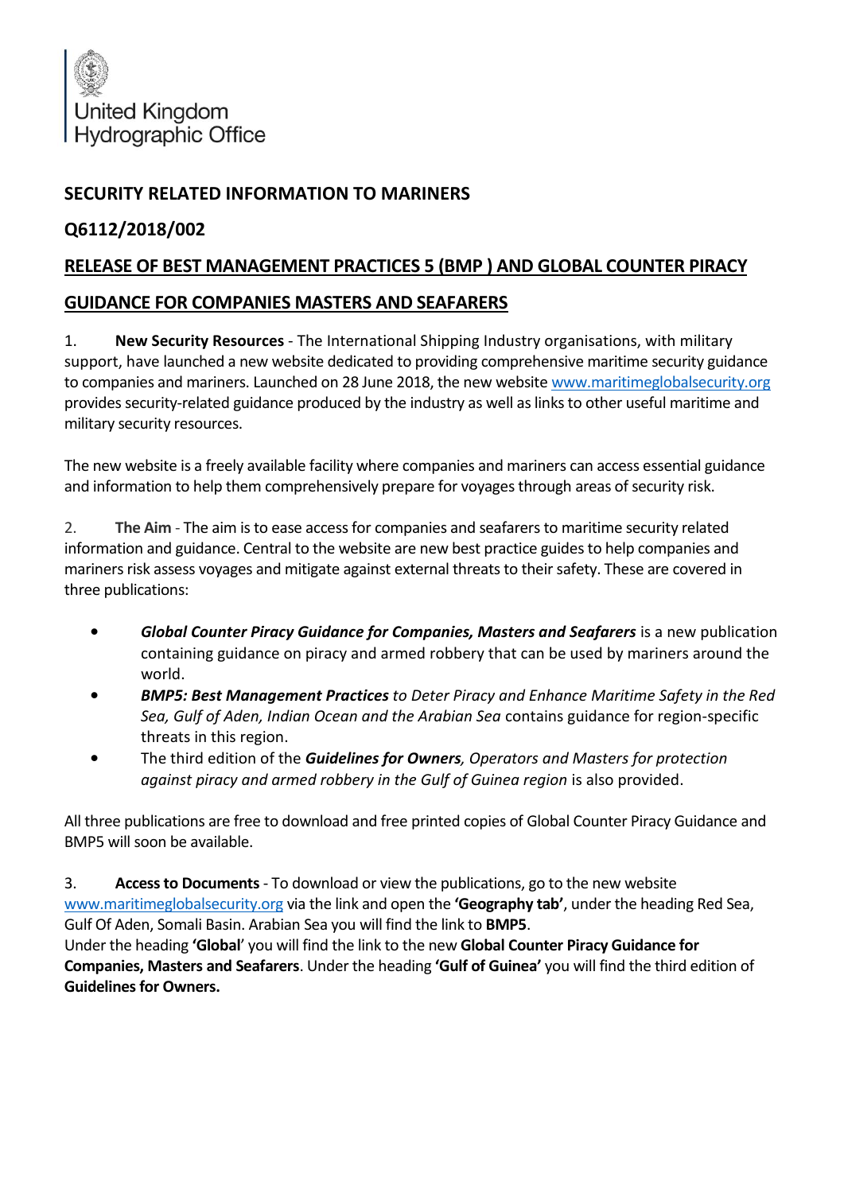United Kingdom
Hydrographic Office

## SECURITY RELATED INFORMATION TO MARINERS

## Q6112/2018/002

## RELEASE OF BEST MANAGEMENT PRACTICES 5 (BMP ) AND GLOBAL COUNTER PIRACY GUIDANCE FOR COMPANIES MASTERS AND SEAFARERS

1. **New Security Resources** - The International Shipping Industry organisations, with military support, have launched a new website dedicated to providing comprehensive maritime security guidance to companies and mariners. Launched on 28 June 2018, the new website www.maritimeglobalsecurity.org provides security-related guidance produced by the industry as well as links to other useful maritime and military security resources.

The new website is a freely available facility where companies and mariners can access essential guidance and information to help them comprehensively prepare for voyages through areas of security risk.

2. **The Aim** - The aim is to ease access for companies and seafarers to maritime security related information and guidance. Central to the website are new best practice guides to help companies and mariners risk assess voyages and mitigate against external threats to their safety. These are covered in three publications:

- ***Global Counter Piracy Guidance for Companies, Masters and Seafarers*** is a new publication containing guidance on piracy and armed robbery that can be used by mariners around the world.
- ***BMP5: Best Management Practices*** *to Deter Piracy and Enhance Maritime Safety in the Red Sea, Gulf of Aden, Indian Ocean and the Arabian Sea* contains guidance for region-specific threats in this region.
- The third edition of the ***Guidelines for Owners****, Operators and Masters for protection against piracy and armed robbery in the Gulf of Guinea region* is also provided.

All three publications are free to download and free printed copies of Global Counter Piracy Guidance and BMP5 will soon be available.

3. **Access to Documents** - To download or view the publications, go to the new website www.maritimeglobalsecurity.org via the link and open the **'Geography tab'**, under the heading Red Sea, Gulf Of Aden, Somali Basin. Arabian Sea you will find the link to **BMP5**.
Under the heading **'Global'** you will find the link to the new **Global Counter Piracy Guidance for Companies, Masters and Seafarers**. Under the heading **'Gulf of Guinea'** you will find the third edition of **Guidelines for Owners.**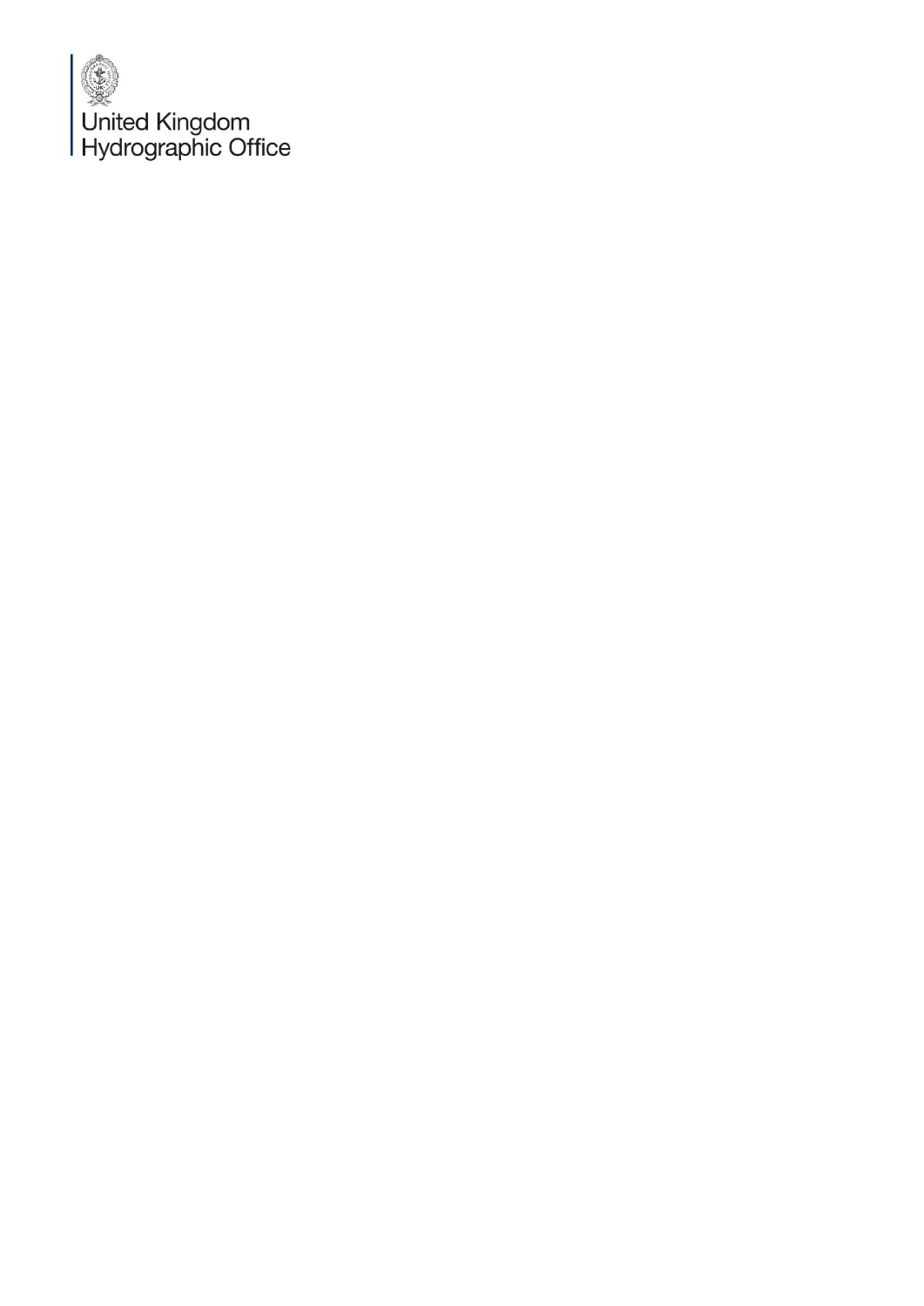United Kingdom
Hydrographic Office